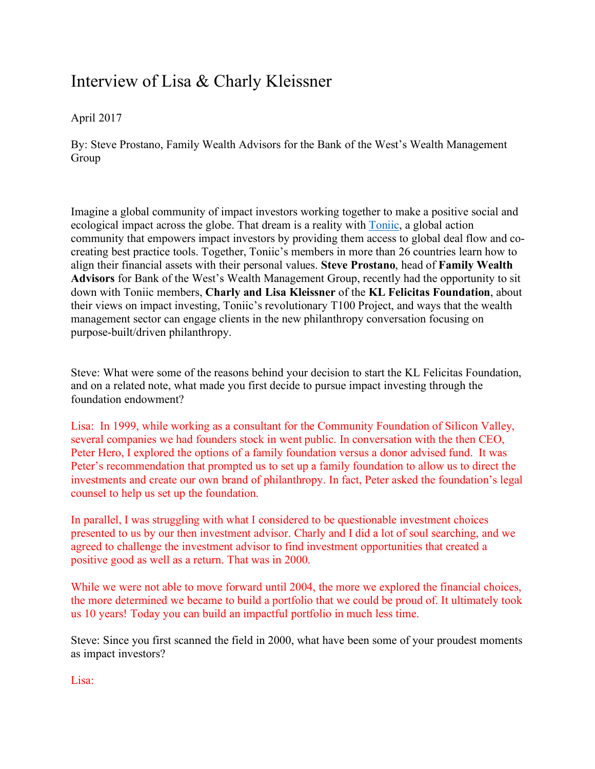# Interview of Lisa & Charly Kleissner

April 2017

By: Steve Prostano, Family Wealth Advisors for the Bank of the West's Wealth Management Group

Imagine a global community of impact investors working together to make a positive social and ecological impact across the globe. That dream is a reality with Toniic, a global action community that empowers impact investors by providing them access to global deal flow and co-creating best practice tools. Together, Toniic's members in more than 26 countries learn how to align their financial assets with their personal values. **Steve Prostano**, head of **Family Wealth Advisors** for Bank of the West's Wealth Management Group, recently had the opportunity to sit down with Toniic members, **Charly and Lisa Kleissner** of the **KL Felicitas Foundation**, about their views on impact investing, Toniic's revolutionary T100 Project, and ways that the wealth management sector can engage clients in the new philanthropy conversation focusing on purpose-built/driven philanthropy.

Steve: What were some of the reasons behind your decision to start the KL Felicitas Foundation, and on a related note, what made you first decide to pursue impact investing through the foundation endowment?

Lisa: In 1999, while working as a consultant for the Community Foundation of Silicon Valley, several companies we had founders stock in went public. In conversation with the then CEO, Peter Hero, I explored the options of a family foundation versus a donor advised fund. It was Peter's recommendation that prompted us to set up a family foundation to allow us to direct the investments and create our own brand of philanthropy. In fact, Peter asked the foundation's legal counsel to help us set up the foundation.

In parallel, I was struggling with what I considered to be questionable investment choices presented to us by our then investment advisor. Charly and I did a lot of soul searching, and we agreed to challenge the investment advisor to find investment opportunities that created a positive good as well as a return. That was in 2000.

While we were not able to move forward until 2004, the more we explored the financial choices, the more determined we became to build a portfolio that we could be proud of. It ultimately took us 10 years! Today you can build an impactful portfolio in much less time.

Steve: Since you first scanned the field in 2000, what have been some of your proudest moments as impact investors?

Lisa: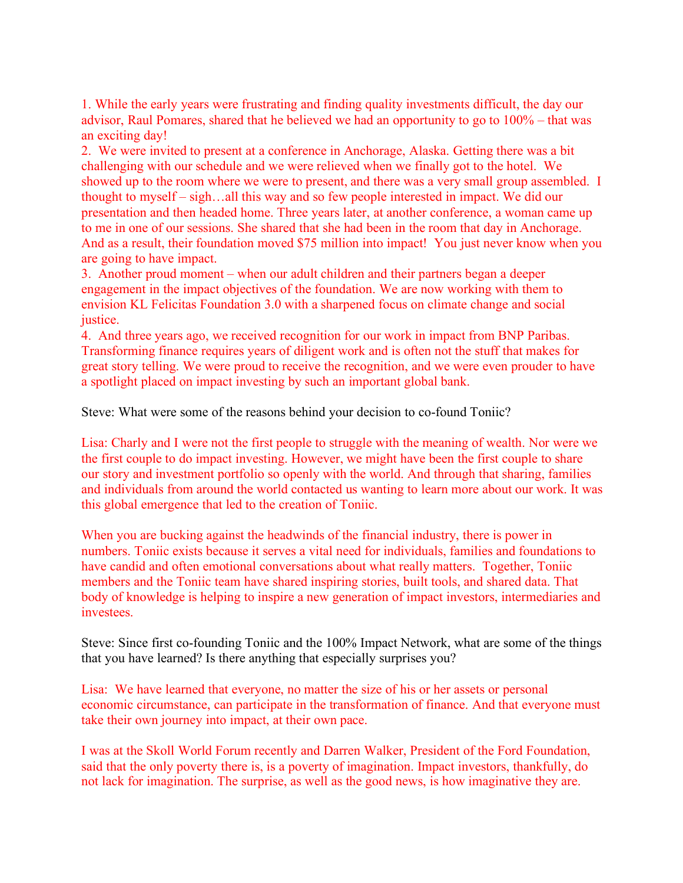1. While the early years were frustrating and finding quality investments difficult, the day our advisor, Raul Pomares, shared that he believed we had an opportunity to go to 100% – that was an exciting day!
2. We were invited to present at a conference in Anchorage, Alaska. Getting there was a bit challenging with our schedule and we were relieved when we finally got to the hotel. We showed up to the room where we were to present, and there was a very small group assembled. I thought to myself – sigh…all this way and so few people interested in impact. We did our presentation and then headed home. Three years later, at another conference, a woman came up to me in one of our sessions. She shared that she had been in the room that day in Anchorage. And as a result, their foundation moved $75 million into impact! You just never know when you are going to have impact.
3. Another proud moment – when our adult children and their partners began a deeper engagement in the impact objectives of the foundation. We are now working with them to envision KL Felicitas Foundation 3.0 with a sharpened focus on climate change and social justice.
4. And three years ago, we received recognition for our work in impact from BNP Paribas. Transforming finance requires years of diligent work and is often not the stuff that makes for great story telling. We were proud to receive the recognition, and we were even prouder to have a spotlight placed on impact investing by such an important global bank.

Steve: What were some of the reasons behind your decision to co-found Toniic?

Lisa: Charly and I were not the first people to struggle with the meaning of wealth. Nor were we the first couple to do impact investing. However, we might have been the first couple to share our story and investment portfolio so openly with the world. And through that sharing, families and individuals from around the world contacted us wanting to learn more about our work. It was this global emergence that led to the creation of Toniic.

When you are bucking against the headwinds of the financial industry, there is power in numbers. Toniic exists because it serves a vital need for individuals, families and foundations to have candid and often emotional conversations about what really matters. Together, Toniic members and the Toniic team have shared inspiring stories, built tools, and shared data. That body of knowledge is helping to inspire a new generation of impact investors, intermediaries and investees.

Steve: Since first co-founding Toniic and the 100% Impact Network, what are some of the things that you have learned? Is there anything that especially surprises you?

Lisa: We have learned that everyone, no matter the size of his or her assets or personal economic circumstance, can participate in the transformation of finance. And that everyone must take their own journey into impact, at their own pace.

I was at the Skoll World Forum recently and Darren Walker, President of the Ford Foundation, said that the only poverty there is, is a poverty of imagination. Impact investors, thankfully, do not lack for imagination. The surprise, as well as the good news, is how imaginative they are.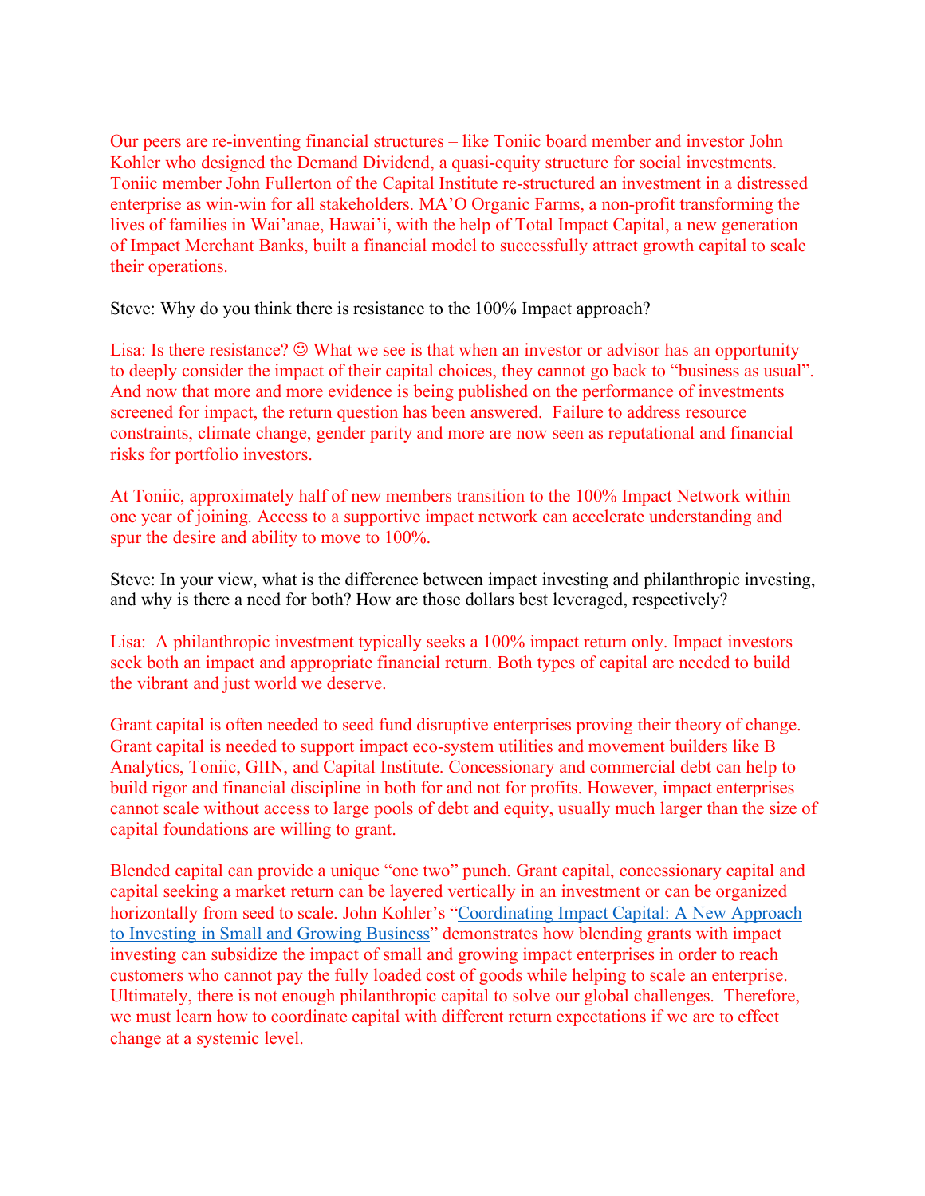Our peers are re-inventing financial structures – like Toniic board member and investor John Kohler who designed the Demand Dividend, a quasi-equity structure for social investments. Toniic member John Fullerton of the Capital Institute re-structured an investment in a distressed enterprise as win-win for all stakeholders. MA'O Organic Farms, a non-profit transforming the lives of families in Wai'anae, Hawai'i, with the help of Total Impact Capital, a new generation of Impact Merchant Banks, built a financial model to successfully attract growth capital to scale their operations.

Steve: Why do you think there is resistance to the 100% Impact approach?

Lisa: Is there resistance? ☺ What we see is that when an investor or advisor has an opportunity to deeply consider the impact of their capital choices, they cannot go back to "business as usual". And now that more and more evidence is being published on the performance of investments screened for impact, the return question has been answered. Failure to address resource constraints, climate change, gender parity and more are now seen as reputational and financial risks for portfolio investors.

At Toniic, approximately half of new members transition to the 100% Impact Network within one year of joining. Access to a supportive impact network can accelerate understanding and spur the desire and ability to move to 100%.

Steve: In your view, what is the difference between impact investing and philanthropic investing, and why is there a need for both? How are those dollars best leveraged, respectively?

Lisa: A philanthropic investment typically seeks a 100% impact return only. Impact investors seek both an impact and appropriate financial return. Both types of capital are needed to build the vibrant and just world we deserve.

Grant capital is often needed to seed fund disruptive enterprises proving their theory of change. Grant capital is needed to support impact eco-system utilities and movement builders like B Analytics, Toniic, GIIN, and Capital Institute. Concessionary and commercial debt can help to build rigor and financial discipline in both for and not for profits. However, impact enterprises cannot scale without access to large pools of debt and equity, usually much larger than the size of capital foundations are willing to grant.

Blended capital can provide a unique "one two" punch. Grant capital, concessionary capital and capital seeking a market return can be layered vertically in an investment or can be organized horizontally from seed to scale. John Kohler's "Coordinating Impact Capital: A New Approach to Investing in Small and Growing Business" demonstrates how blending grants with impact investing can subsidize the impact of small and growing impact enterprises in order to reach customers who cannot pay the fully loaded cost of goods while helping to scale an enterprise. Ultimately, there is not enough philanthropic capital to solve our global challenges. Therefore, we must learn how to coordinate capital with different return expectations if we are to effect change at a systemic level.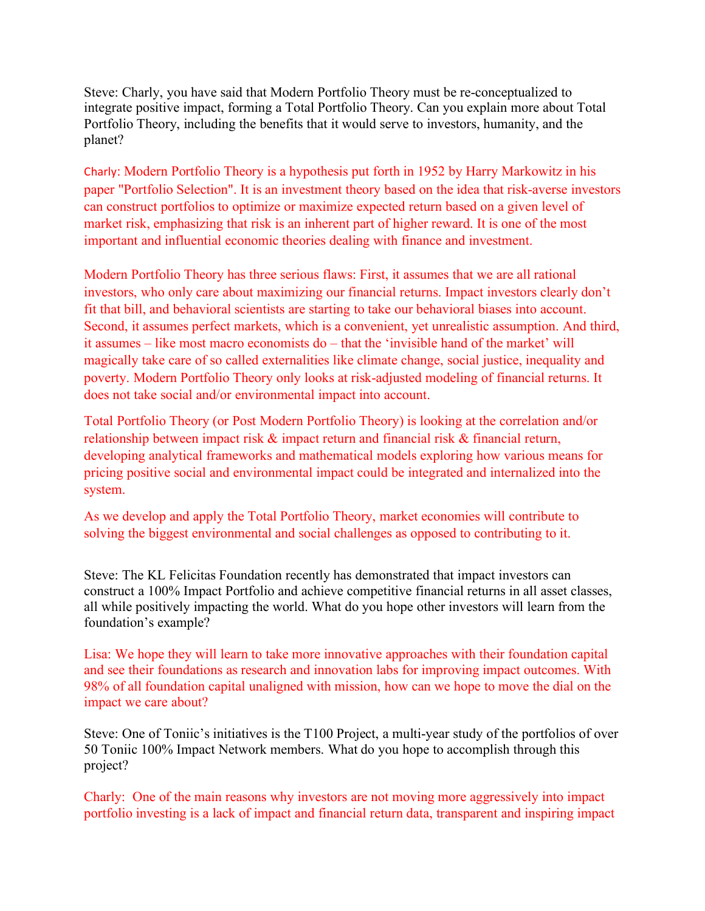Steve: Charly, you have said that Modern Portfolio Theory must be re-conceptualized to integrate positive impact, forming a Total Portfolio Theory. Can you explain more about Total Portfolio Theory, including the benefits that it would serve to investors, humanity, and the planet?

Charly: Modern Portfolio Theory is a hypothesis put forth in 1952 by Harry Markowitz in his paper "Portfolio Selection". It is an investment theory based on the idea that risk-averse investors can construct portfolios to optimize or maximize expected return based on a given level of market risk, emphasizing that risk is an inherent part of higher reward. It is one of the most important and influential economic theories dealing with finance and investment.

Modern Portfolio Theory has three serious flaws: First, it assumes that we are all rational investors, who only care about maximizing our financial returns. Impact investors clearly don't fit that bill, and behavioral scientists are starting to take our behavioral biases into account. Second, it assumes perfect markets, which is a convenient, yet unrealistic assumption. And third, it assumes – like most macro economists do – that the 'invisible hand of the market' will magically take care of so called externalities like climate change, social justice, inequality and poverty. Modern Portfolio Theory only looks at risk-adjusted modeling of financial returns. It does not take social and/or environmental impact into account.

Total Portfolio Theory (or Post Modern Portfolio Theory) is looking at the correlation and/or relationship between impact risk & impact return and financial risk & financial return, developing analytical frameworks and mathematical models exploring how various means for pricing positive social and environmental impact could be integrated and internalized into the system.

As we develop and apply the Total Portfolio Theory, market economies will contribute to solving the biggest environmental and social challenges as opposed to contributing to it.

Steve: The KL Felicitas Foundation recently has demonstrated that impact investors can construct a 100% Impact Portfolio and achieve competitive financial returns in all asset classes, all while positively impacting the world. What do you hope other investors will learn from the foundation's example?

Lisa: We hope they will learn to take more innovative approaches with their foundation capital and see their foundations as research and innovation labs for improving impact outcomes. With 98% of all foundation capital unaligned with mission, how can we hope to move the dial on the impact we care about?

Steve: One of Toniic's initiatives is the T100 Project, a multi-year study of the portfolios of over 50 Toniic 100% Impact Network members. What do you hope to accomplish through this project?

Charly: One of the main reasons why investors are not moving more aggressively into impact portfolio investing is a lack of impact and financial return data, transparent and inspiring impact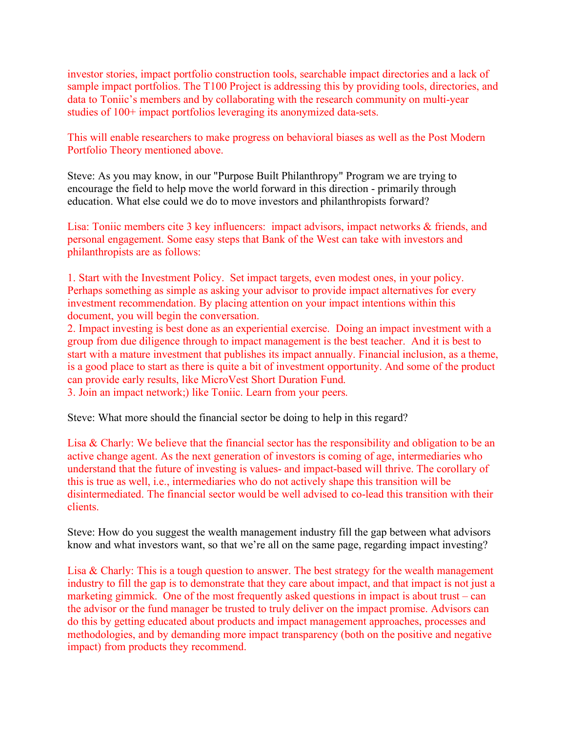investor stories, impact portfolio construction tools, searchable impact directories and a lack of sample impact portfolios. The T100 Project is addressing this by providing tools, directories, and data to Toniic's members and by collaborating with the research community on multi-year studies of 100+ impact portfolios leveraging its anonymized data-sets.

This will enable researchers to make progress on behavioral biases as well as the Post Modern Portfolio Theory mentioned above.

Steve: As you may know, in our "Purpose Built Philanthropy" Program we are trying to encourage the field to help move the world forward in this direction - primarily through education. What else could we do to move investors and philanthropists forward?

Lisa: Toniic members cite 3 key influencers: impact advisors, impact networks & friends, and personal engagement. Some easy steps that Bank of the West can take with investors and philanthropists are as follows:

1. Start with the Investment Policy. Set impact targets, even modest ones, in your policy. Perhaps something as simple as asking your advisor to provide impact alternatives for every investment recommendation. By placing attention on your impact intentions within this document, you will begin the conversation.
2. Impact investing is best done as an experiential exercise. Doing an impact investment with a group from due diligence through to impact management is the best teacher. And it is best to start with a mature investment that publishes its impact annually. Financial inclusion, as a theme, is a good place to start as there is quite a bit of investment opportunity. And some of the product can provide early results, like MicroVest Short Duration Fund.
3. Join an impact network;) like Toniic. Learn from your peers.

Steve: What more should the financial sector be doing to help in this regard?

Lisa & Charly: We believe that the financial sector has the responsibility and obligation to be an active change agent. As the next generation of investors is coming of age, intermediaries who understand that the future of investing is values- and impact-based will thrive. The corollary of this is true as well, i.e., intermediaries who do not actively shape this transition will be disintermediated. The financial sector would be well advised to co-lead this transition with their clients.

Steve: How do you suggest the wealth management industry fill the gap between what advisors know and what investors want, so that we're all on the same page, regarding impact investing?

Lisa & Charly: This is a tough question to answer. The best strategy for the wealth management industry to fill the gap is to demonstrate that they care about impact, and that impact is not just a marketing gimmick. One of the most frequently asked questions in impact is about trust – can the advisor or the fund manager be trusted to truly deliver on the impact promise. Advisors can do this by getting educated about products and impact management approaches, processes and methodologies, and by demanding more impact transparency (both on the positive and negative impact) from products they recommend.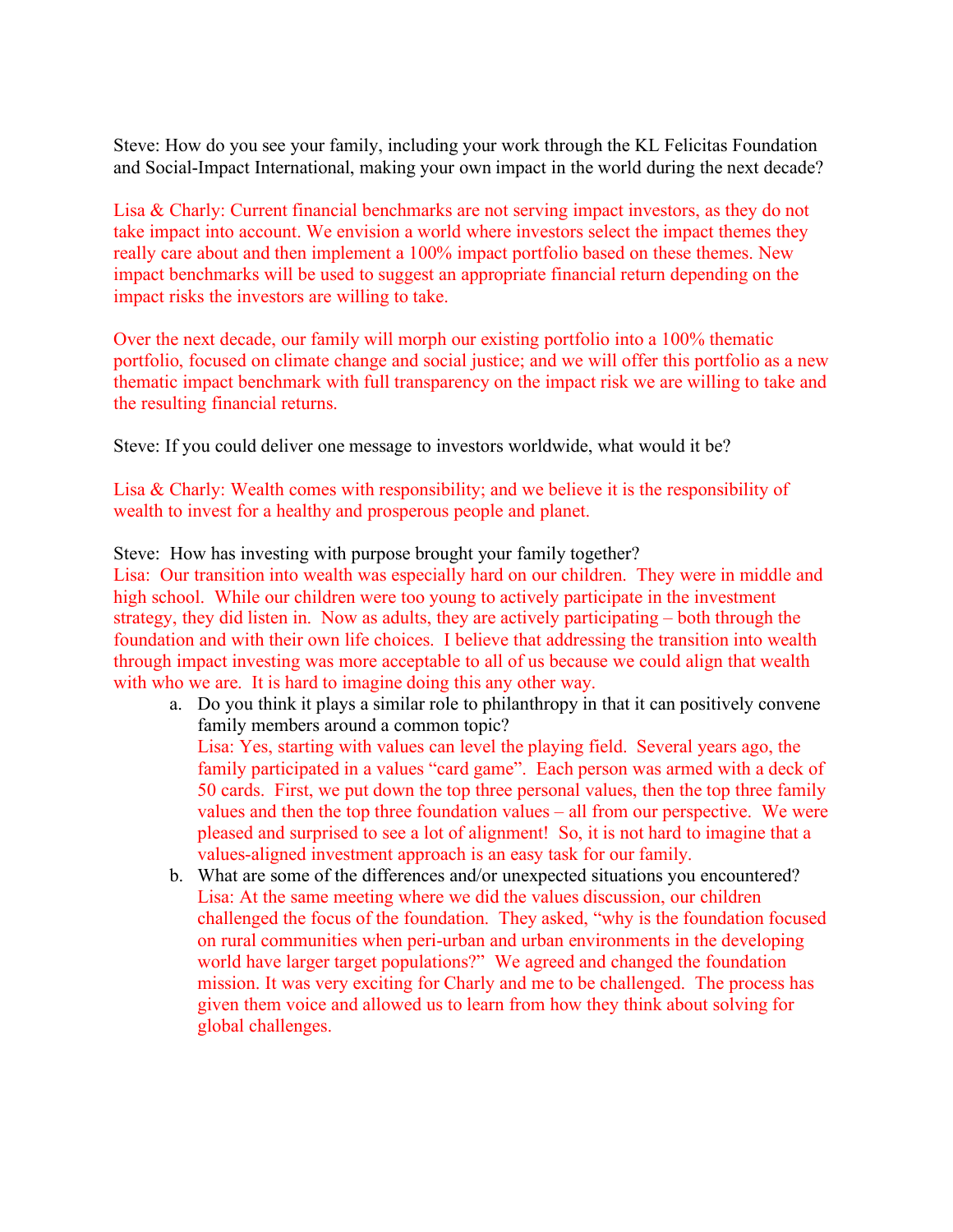Steve: How do you see your family, including your work through the KL Felicitas Foundation and Social-Impact International, making your own impact in the world during the next decade?

Lisa & Charly: Current financial benchmarks are not serving impact investors, as they do not take impact into account. We envision a world where investors select the impact themes they really care about and then implement a 100% impact portfolio based on these themes. New impact benchmarks will be used to suggest an appropriate financial return depending on the impact risks the investors are willing to take.

Over the next decade, our family will morph our existing portfolio into a 100% thematic portfolio, focused on climate change and social justice; and we will offer this portfolio as a new thematic impact benchmark with full transparency on the impact risk we are willing to take and the resulting financial returns.

Steve: If you could deliver one message to investors worldwide, what would it be?

Lisa & Charly: Wealth comes with responsibility; and we believe it is the responsibility of wealth to invest for a healthy and prosperous people and planet.

Steve: How has investing with purpose brought your family together?

Lisa: Our transition into wealth was especially hard on our children. They were in middle and high school. While our children were too young to actively participate in the investment strategy, they did listen in. Now as adults, they are actively participating – both through the foundation and with their own life choices. I believe that addressing the transition into wealth through impact investing was more acceptable to all of us because we could align that wealth with who we are. It is hard to imagine doing this any other way.

a. Do you think it plays a similar role to philanthropy in that it can positively convene family members around a common topic?
   Lisa: Yes, starting with values can level the playing field. Several years ago, the family participated in a values "card game". Each person was armed with a deck of 50 cards. First, we put down the top three personal values, then the top three family values and then the top three foundation values – all from our perspective. We were pleased and surprised to see a lot of alignment! So, it is not hard to imagine that a values-aligned investment approach is an easy task for our family.

b. What are some of the differences and/or unexpected situations you encountered?
   Lisa: At the same meeting where we did the values discussion, our children challenged the focus of the foundation. They asked, "why is the foundation focused on rural communities when peri-urban and urban environments in the developing world have larger target populations?" We agreed and changed the foundation mission. It was very exciting for Charly and me to be challenged. The process has given them voice and allowed us to learn from how they think about solving for global challenges.